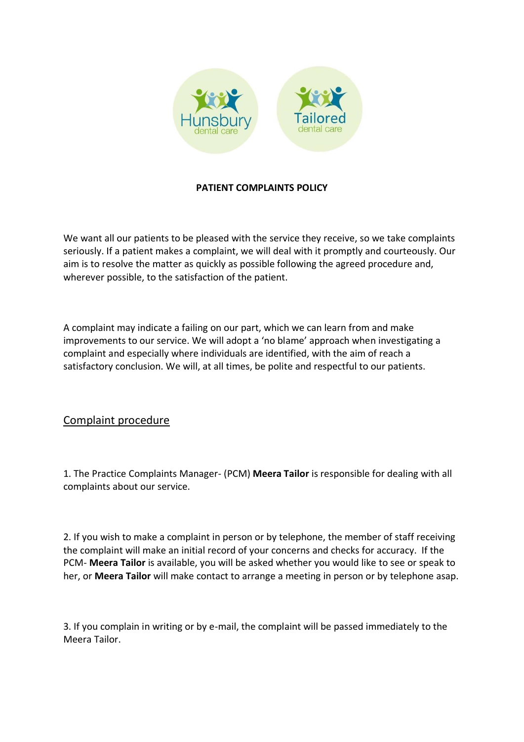**PATIENT COMPLAINTS POLICY**

We want all our patients to be pleased with the service they receive, so we take complaints seriously. If a patient makes a complaint, we will deal with it promptly and courteously. Our aim is to resolve the matter as quickly as possible following the agreed procedure and, wherever possible, to the satisfaction of the patient.

A complaint may indicate a failing on our part, which we can learn from and make improvements to our service. We will adopt a 'no blame' approach when investigating a complaint and especially where individuals are identified, with the aim of reach a satisfactory conclusion. We will, at all times, be polite and respectful to our patients.

## Complaint procedure

1. The Practice Complaints Manager- (PCM) **Meera Tailor** is responsible for dealing with all complaints about our service.

2. If you wish to make a complaint in person or by telephone, the member of staff receiving the complaint will make an initial record of your concerns and checks for accuracy. If the PCM- **Meera Tailor** is available, you will be asked whether you would like to see or speak to her, or **Meera Tailor** will make contact to arrange a meeting in person or by telephone asap.

3. If you complain in writing or by e-mail, the complaint will be passed immediately to the Meera Tailor.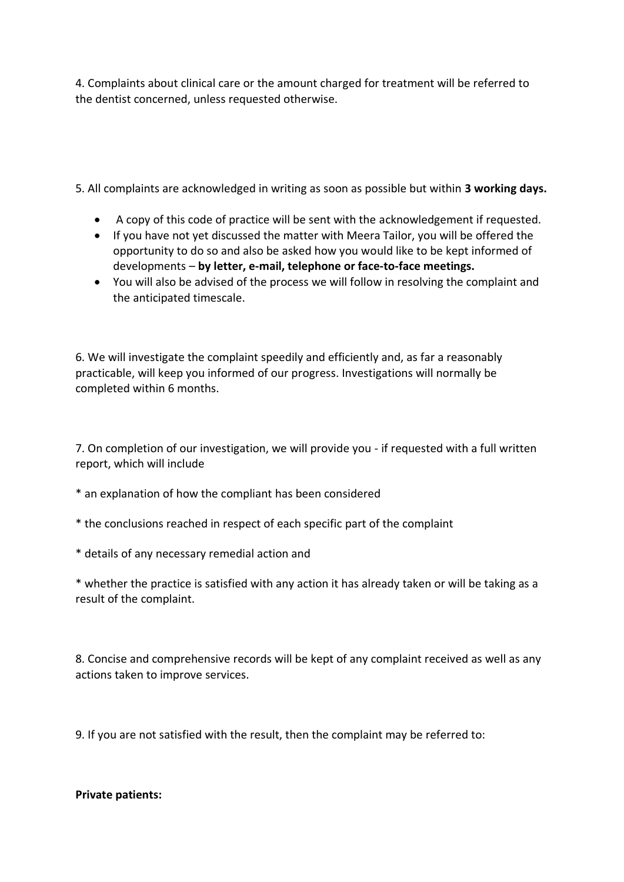4. Complaints about clinical care or the amount charged for treatment will be referred to the dentist concerned, unless requested otherwise.

5. All complaints are acknowledged in writing as soon as possible but within **3 working days.**

- A copy of this code of practice will be sent with the acknowledgement if requested.
- If you have not yet discussed the matter with Meera Tailor, you will be offered the opportunity to do so and also be asked how you would like to be kept informed of developments – **by letter, e-mail, telephone or face-to-face meetings.**
- You will also be advised of the process we will follow in resolving the complaint and the anticipated timescale.

6. We will investigate the complaint speedily and efficiently and, as far a reasonably practicable, will keep you informed of our progress. Investigations will normally be completed within 6 months.

7. On completion of our investigation, we will provide you - if requested with a full written report, which will include

* an explanation of how the compliant has been considered

* the conclusions reached in respect of each specific part of the complaint

* details of any necessary remedial action and

* whether the practice is satisfied with any action it has already taken or will be taking as a result of the complaint.

8. Concise and comprehensive records will be kept of any complaint received as well as any actions taken to improve services.

9. If you are not satisfied with the result, then the complaint may be referred to:

**Private patients:**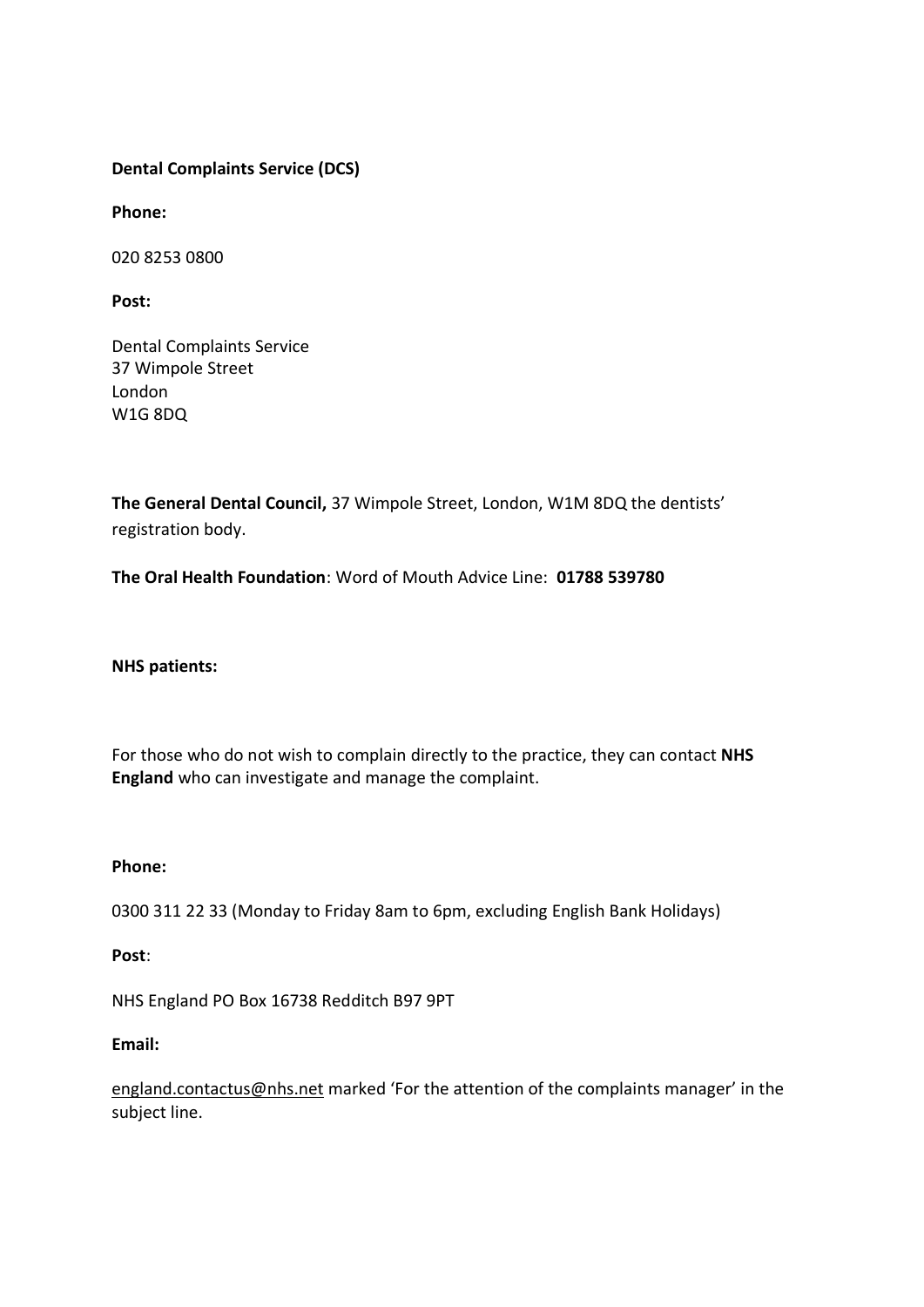**Dental Complaints Service (DCS)**

**Phone:**

020 8253 0800

**Post:**

Dental Complaints Service
37 Wimpole Street
London
W1G 8DQ

**The General Dental Council,** 37 Wimpole Street, London, W1M 8DQ the dentists' registration body.

**The Oral Health Foundation**: Word of Mouth Advice Line: **01788 539780**

**NHS patients:**

For those who do not wish to complain directly to the practice, they can contact **NHS England** who can investigate and manage the complaint.

**Phone:**

0300 311 22 33 (Monday to Friday 8am to 6pm, excluding English Bank Holidays)

**Post**:

NHS England PO Box 16738 Redditch B97 9PT

**Email:**

england.contactus@nhs.net marked 'For the attention of the complaints manager' in the subject line.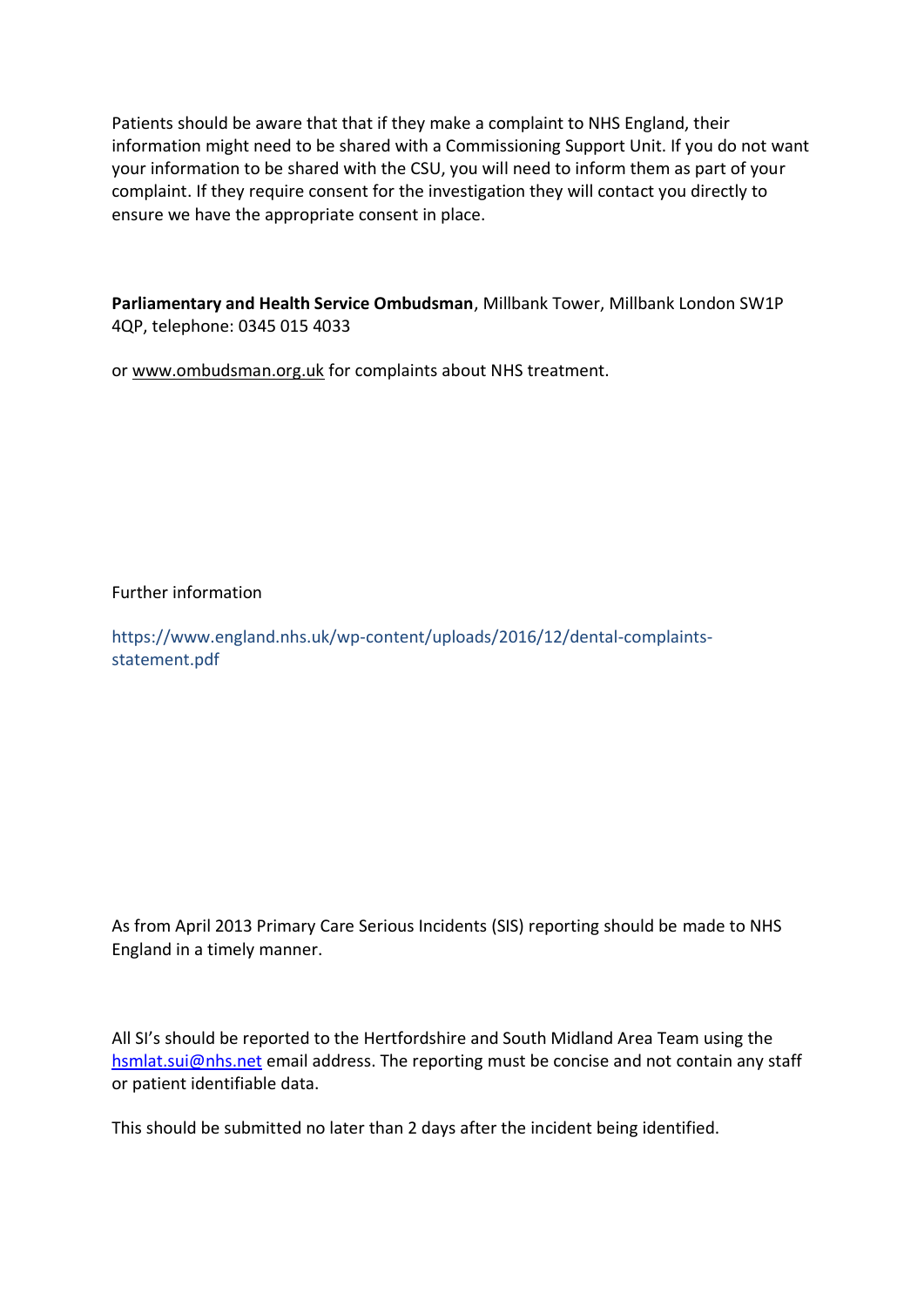Patients should be aware that that if they make a complaint to NHS England, their information might need to be shared with a Commissioning Support Unit. If you do not want your information to be shared with the CSU, you will need to inform them as part of your complaint. If they require consent for the investigation they will contact you directly to ensure we have the appropriate consent in place.

**Parliamentary and Health Service Ombudsman**, Millbank Tower, Millbank London SW1P 4QP, telephone: 0345 015 4033

or www.ombudsman.org.uk for complaints about NHS treatment.

Further information

https://www.england.nhs.uk/wp-content/uploads/2016/12/dental-complaints-statement.pdf

As from April 2013 Primary Care Serious Incidents (SIS) reporting should be made to NHS England in a timely manner.

All SI's should be reported to the Hertfordshire and South Midland Area Team using the hsmlat.sui@nhs.net email address. The reporting must be concise and not contain any staff or patient identifiable data.

This should be submitted no later than 2 days after the incident being identified.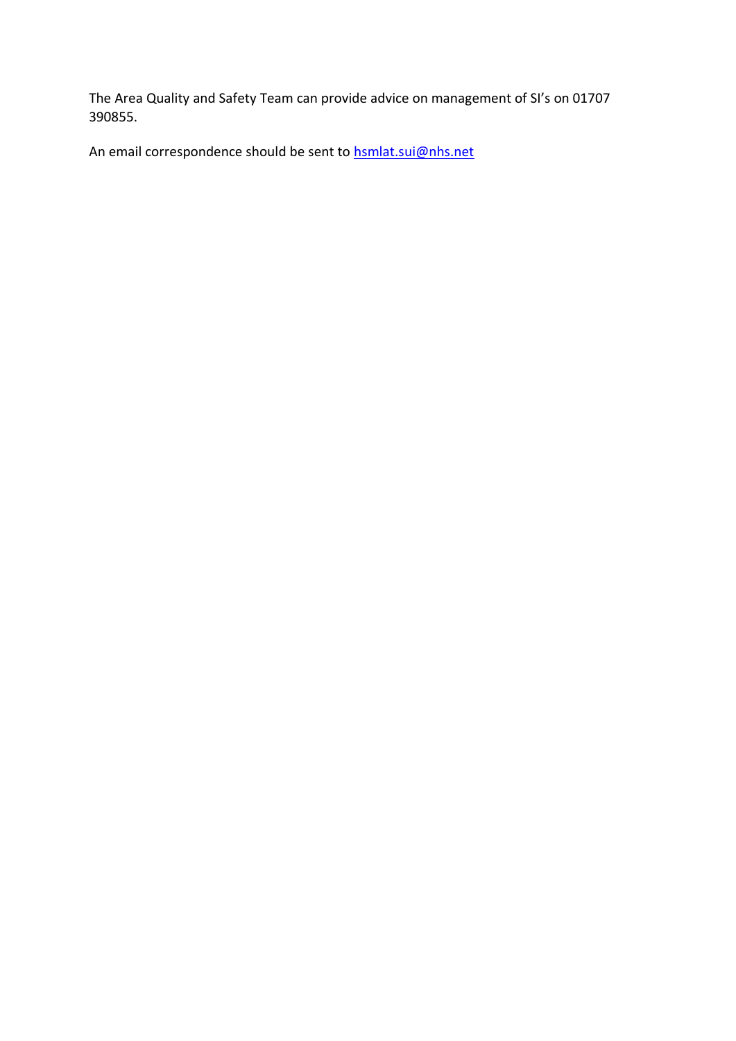The Area Quality and Safety Team can provide advice on management of SI's on 01707 390855.

An email correspondence should be sent to hsmlat.sui@nhs.net